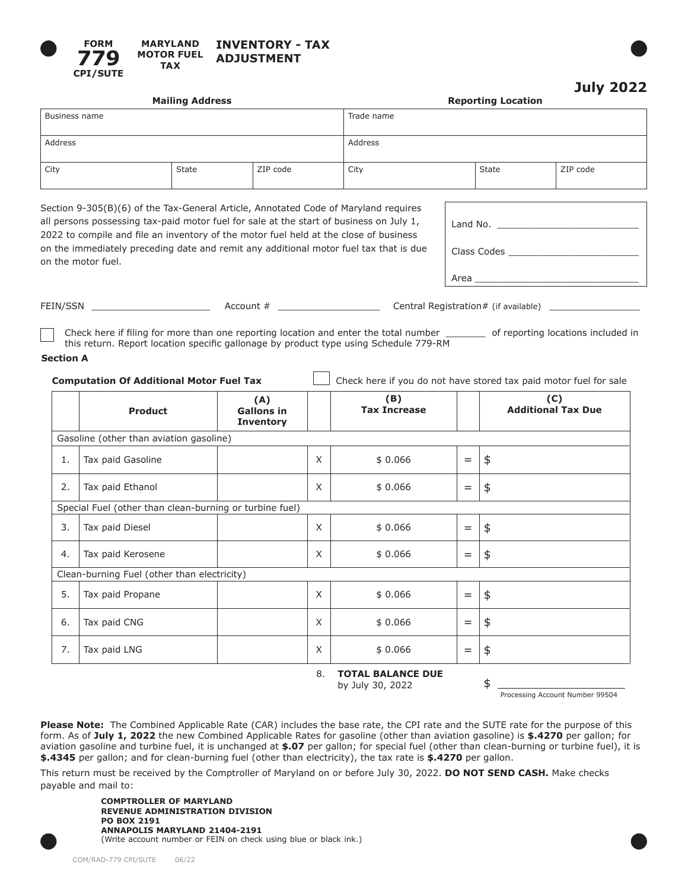**FORM 779 CPI/SUTE** **MARYLAND MOTOR FUEL TAX**

# INVENTORY - TAX ADJUSTMENT

**July 2022**

| **Mailing Address** | | | **Reporting Location** | | |
|---|---|---|---|---|---|
| Business name | | | Trade name | | |
| Address | | | Address | | |
| City | State | ZIP code | City | State | ZIP code |

Section 9-305(B)(6) of the Tax-General Article, Annotated Code of Maryland requires all persons possessing tax-paid motor fuel for sale at the start of business on July 1, 2022 to compile and file an inventory of the motor fuel held at the close of business on the immediately preceding date and remit any additional motor fuel tax that is due on the motor fuel.

Land No. ________________________

Class Codes ______________________

Area ____________________________

FEIN/SSN ____________________ Account # __________________ Central Registration# (if available) ________________

☐ Check here if filing for more than one reporting location and enter the total number _______ of reporting locations included in this return. Report location specific gallonage by product type using Schedule 779-RM

**Section A**

**Computation Of Additional Motor Fuel Tax** ☐ Check here if you do not have stored tax paid motor fuel for sale

| | Product | (A) Gallons in Inventory | | (B) Tax Increase | | (C) Additional Tax Due |
|---|---|---|---|---|---|---|
| Gasoline (other than aviation gasoline) | | | | | | |
| 1. | Tax paid Gasoline | | X | $ 0.066 | = | $ |
| 2. | Tax paid Ethanol | | X | $ 0.066 | = | $ |
| Special Fuel (other than clean-burning or turbine fuel) | | | | | | |
| 3. | Tax paid Diesel | | X | $ 0.066 | = | $ |
| 4. | Tax paid Kerosene | | X | $ 0.066 | = | $ |
| Clean-burning Fuel (other than electricity) | | | | | | |
| 5. | Tax paid Propane | | X | $ 0.066 | = | $ |
| 6. | Tax paid CNG | | X | $ 0.066 | = | $ |
| 7. | Tax paid LNG | | X | $ 0.066 | = | $ |

8. **TOTAL BALANCE DUE** by July 30, 2022 $ ____________________

Processing Account Number 99504

**Please Note:** The Combined Applicable Rate (CAR) includes the base rate, the CPI rate and the SUTE rate for the purpose of this form. As of **July 1, 2022** the new Combined Applicable Rates for gasoline (other than aviation gasoline) is **$.4270** per gallon; for aviation gasoline and turbine fuel, it is unchanged at **$.07** per gallon; for special fuel (other than clean-burning or turbine fuel), it is **$.4345** per gallon; and for clean-burning fuel (other than electricity), the tax rate is **$.4270** per gallon.

This return must be received by the Comptroller of Maryland on or before July 30, 2022. **DO NOT SEND CASH.** Make checks payable and mail to:

**COMPTROLLER OF MARYLAND**
**REVENUE ADMINISTRATION DIVISION**
**PO BOX 2191**
**ANNAPOLIS MARYLAND 21404-2191**
(Write account number or FEIN on check using blue or black ink.)

COM/RAD-779 CPI/SUTE 06/22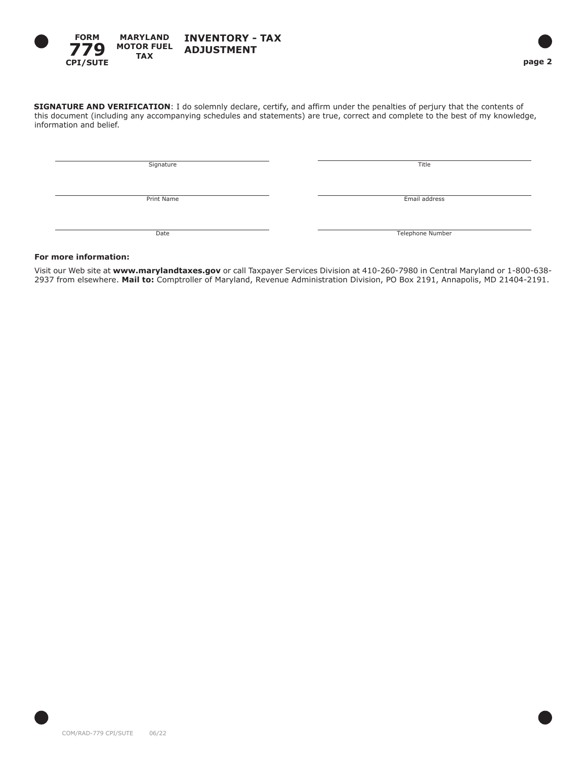**FORM 779 CPI/SUTE** **MARYLAND MOTOR FUEL TAX** **INVENTORY - TAX ADJUSTMENT**

**SIGNATURE AND VERIFICATION**: I do solemnly declare, certify, and affirm under the penalties of perjury that the contents of this document (including any accompanying schedules and statements) are true, correct and complete to the best of my knowledge, information and belief.

| | |
|---|---|
| ______________________ | ______________________ |
| Signature | Title |
| ______________________ | ______________________ |
| Print Name | Email address |
| ______________________ | ______________________ |
| Date | Telephone Number |

**For more information:**

Visit our Web site at **www.marylandtaxes.gov** or call Taxpayer Services Division at 410-260-7980 in Central Maryland or 1-800-638-2937 from elsewhere. **Mail to:** Comptroller of Maryland, Revenue Administration Division, PO Box 2191, Annapolis, MD 21404-2191.

COM/RAD-779 CPI/SUTE 06/22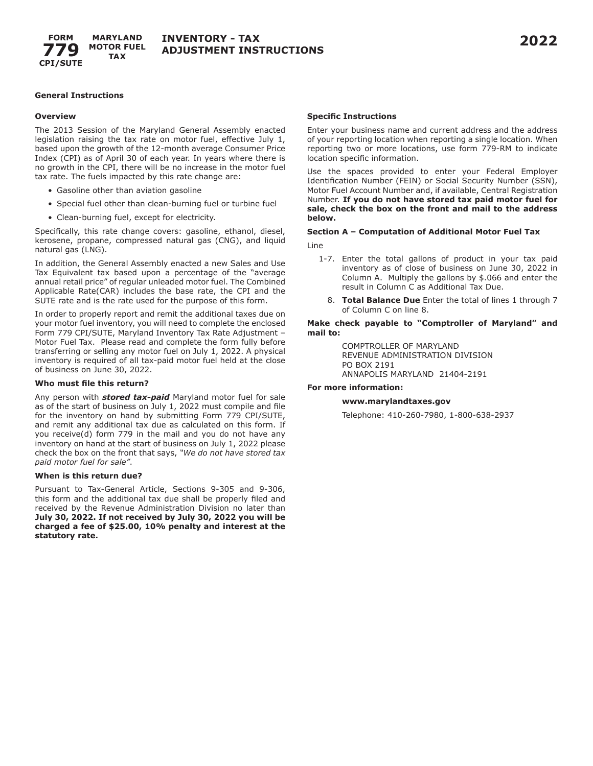**FORM 779 CPI/SUTE** **MARYLAND MOTOR FUEL TAX**

# INVENTORY - TAX ADJUSTMENT INSTRUCTIONS

**2022**

## General Instructions

### Overview

The 2013 Session of the Maryland General Assembly enacted legislation raising the tax rate on motor fuel, effective July 1, based upon the growth of the 12-month average Consumer Price Index (CPI) as of April 30 of each year. In years where there is no growth in the CPI, there will be no increase in the motor fuel tax rate. The fuels impacted by this rate change are:

- Gasoline other than aviation gasoline
- Special fuel other than clean-burning fuel or turbine fuel
- Clean-burning fuel, except for electricity.

Specifically, this rate change covers: gasoline, ethanol, diesel, kerosene, propane, compressed natural gas (CNG), and liquid natural gas (LNG).

In addition, the General Assembly enacted a new Sales and Use Tax Equivalent tax based upon a percentage of the "average annual retail price" of regular unleaded motor fuel. The Combined Applicable Rate(CAR) includes the base rate, the CPI and the SUTE rate and is the rate used for the purpose of this form.

In order to properly report and remit the additional taxes due on your motor fuel inventory, you will need to complete the enclosed Form 779 CPI/SUTE, Maryland Inventory Tax Rate Adjustment – Motor Fuel Tax. Please read and complete the form fully before transferring or selling any motor fuel on July 1, 2022. A physical inventory is required of all tax-paid motor fuel held at the close of business on June 30, 2022.

### Who must file this return?

Any person with ***stored tax-paid*** Maryland motor fuel for sale as of the start of business on July 1, 2022 must compile and file for the inventory on hand by submitting Form 779 CPI/SUTE, and remit any additional tax due as calculated on this form. If you receive(d) form 779 in the mail and you do not have any inventory on hand at the start of business on July 1, 2022 please check the box on the front that says, *"We do not have stored tax paid motor fuel for sale"*.

### When is this return due?

Pursuant to Tax-General Article, Sections 9-305 and 9-306, this form and the additional tax due shall be properly filed and received by the Revenue Administration Division no later than **July 30, 2022. If not received by July 30, 2022 you will be charged a fee of $25.00, 10% penalty and interest at the statutory rate.**

### Specific Instructions

Enter your business name and current address and the address of your reporting location when reporting a single location. When reporting two or more locations, use form 779-RM to indicate location specific information.

Use the spaces provided to enter your Federal Employer Identification Number (FEIN) or Social Security Number (SSN), Motor Fuel Account Number and, if available, Central Registration Number. **If you do not have stored tax paid motor fuel for sale, check the box on the front and mail to the address below.**

### Section A – Computation of Additional Motor Fuel Tax

Line

1-7. Enter the total gallons of product in your tax paid inventory as of close of business on June 30, 2022 in Column A. Multiply the gallons by $.066 and enter the result in Column C as Additional Tax Due.

8. **Total Balance Due** Enter the total of lines 1 through 7 of Column C on line 8.

**Make check payable to "Comptroller of Maryland" and mail to:**

COMPTROLLER OF MARYLAND
REVENUE ADMINISTRATION DIVISION
PO BOX 2191
ANNAPOLIS MARYLAND 21404-2191

**For more information:**

**www.marylandtaxes.gov**

Telephone: 410-260-7980, 1-800-638-2937